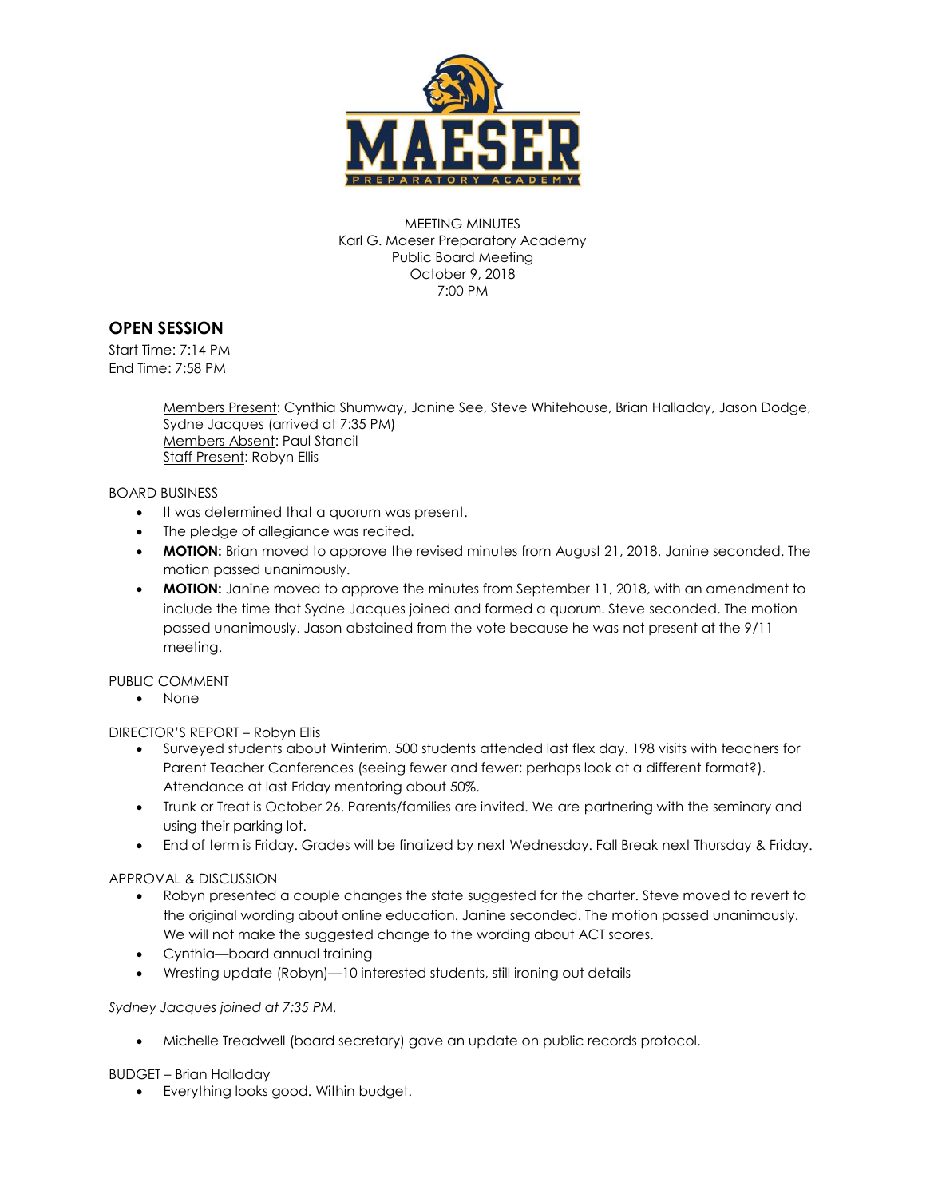MEETING MINUTES
Karl G. Maeser Preparatory Academy
Public Board Meeting
October 9, 2018
7:00 PM

## OPEN SESSION

Start Time: 7:14 PM
End Time: 7:58 PM

> Members Present: Cynthia Shumway, Janine See, Steve Whitehouse, Brian Halladay, Jason Dodge, Sydne Jacques (arrived at 7:35 PM)
> Members Absent: Paul Stancil
> Staff Present: Robyn Ellis

BOARD BUSINESS

- It was determined that a quorum was present.
- The pledge of allegiance was recited.
- **MOTION:** Brian moved to approve the revised minutes from August 21, 2018. Janine seconded. The motion passed unanimously.
- **MOTION:** Janine moved to approve the minutes from September 11, 2018, with an amendment to include the time that Sydne Jacques joined and formed a quorum. Steve seconded. The motion passed unanimously. Jason abstained from the vote because he was not present at the 9/11 meeting.

PUBLIC COMMENT

- None

DIRECTOR'S REPORT – Robyn Ellis

- Surveyed students about Winterim. 500 students attended last flex day. 198 visits with teachers for Parent Teacher Conferences (seeing fewer and fewer; perhaps look at a different format?). Attendance at last Friday mentoring about 50%.
- Trunk or Treat is October 26. Parents/families are invited. We are partnering with the seminary and using their parking lot.
- End of term is Friday. Grades will be finalized by next Wednesday. Fall Break next Thursday & Friday.

APPROVAL & DISCUSSION

- Robyn presented a couple changes the state suggested for the charter. Steve moved to revert to the original wording about online education. Janine seconded. The motion passed unanimously. We will not make the suggested change to the wording about ACT scores.
- Cynthia—board annual training
- Wresting update (Robyn)—10 interested students, still ironing out details

*Sydney Jacques joined at 7:35 PM.*

- Michelle Treadwell (board secretary) gave an update on public records protocol.

BUDGET – Brian Halladay

- Everything looks good. Within budget.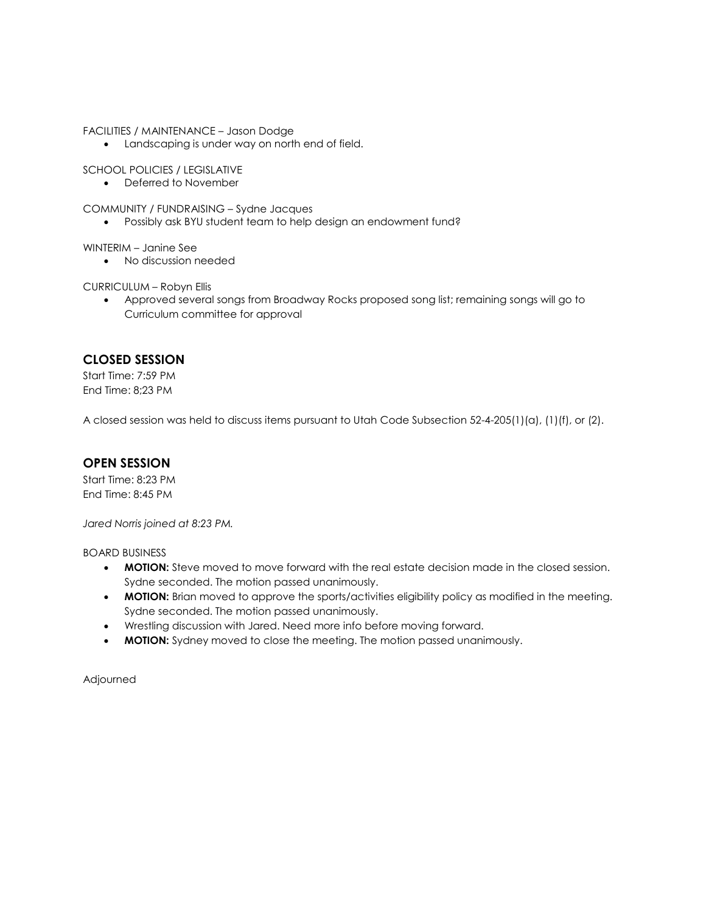FACILITIES / MAINTENANCE – Jason Dodge

- Landscaping is under way on north end of field.

SCHOOL POLICIES / LEGISLATIVE

- Deferred to November

COMMUNITY / FUNDRAISING – Sydne Jacques

- Possibly ask BYU student team to help design an endowment fund?

WINTERIM – Janine See

- No discussion needed

CURRICULUM – Robyn Ellis

- Approved several songs from Broadway Rocks proposed song list; remaining songs will go to Curriculum committee for approval

## CLOSED SESSION

Start Time: 7:59 PM
End Time: 8;23 PM

A closed session was held to discuss items pursuant to Utah Code Subsection 52-4-205(1)(a), (1)(f), or (2).

## OPEN SESSION

Start Time: 8:23 PM
End Time: 8:45 PM

*Jared Norris joined at 8:23 PM.*

BOARD BUSINESS

- **MOTION:** Steve moved to move forward with the real estate decision made in the closed session. Sydne seconded. The motion passed unanimously.
- **MOTION:** Brian moved to approve the sports/activities eligibility policy as modified in the meeting. Sydne seconded. The motion passed unanimously.
- Wrestling discussion with Jared. Need more info before moving forward.
- **MOTION:** Sydney moved to close the meeting. The motion passed unanimously.

Adjourned